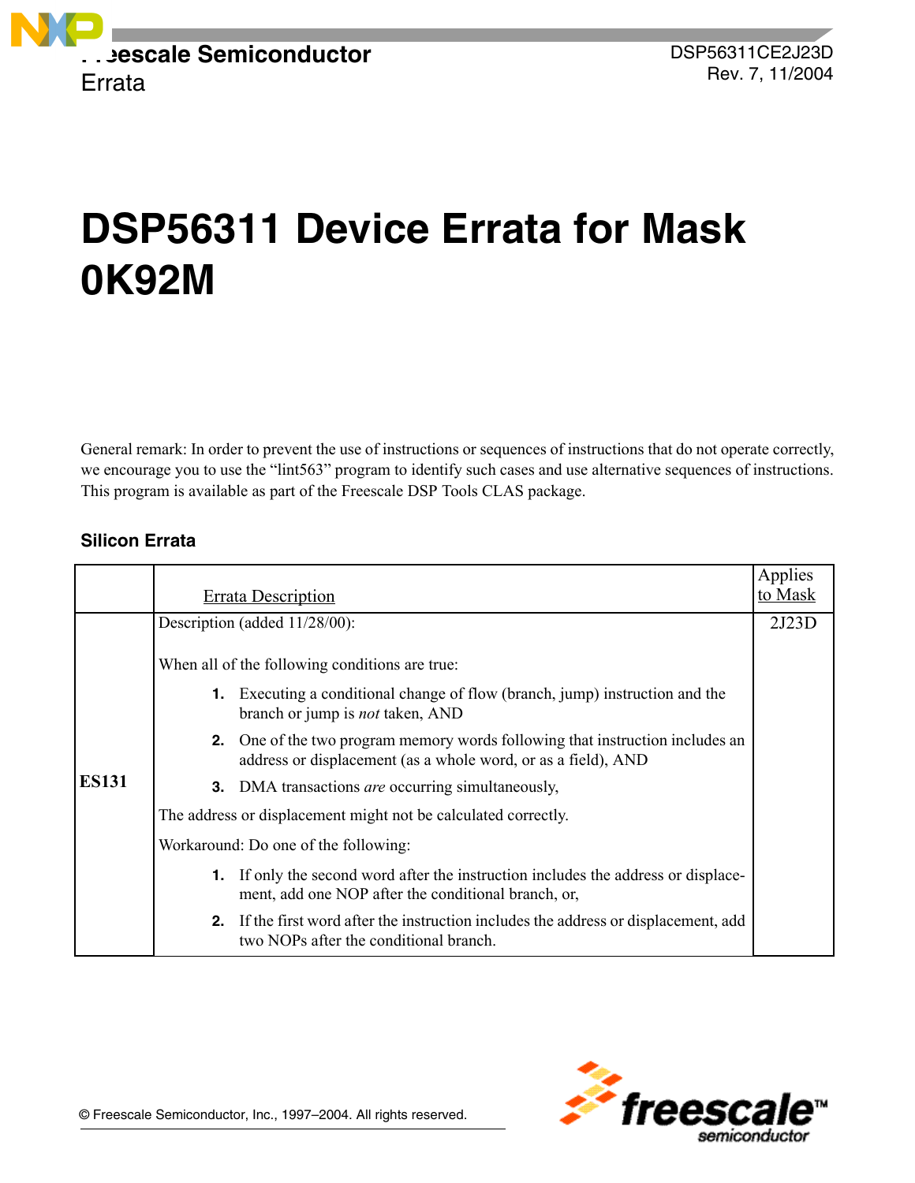Freescale Semiconductor
Errata

DSP56311CE2J23D
Rev. 7, 11/2004

# DSP56311 Device Errata for Mask 0K92M

General remark: In order to prevent the use of instructions or sequences of instructions that do not operate correctly, we encourage you to use the “lint563” program to identify such cases and use alternative sequences of instructions. This program is available as part of the Freescale DSP Tools CLAS package.

## Silicon Errata

| | Errata Description | Applies to Mask |
|---|---|---|
| **ES131** | Description (added 11/28/00):<br><br>When all of the following conditions are true:<br>**1.** Executing a conditional change of flow (branch, jump) instruction and the branch or jump is *not* taken, AND<br>**2.** One of the two program memory words following that instruction includes an address or displacement (as a whole word, or as a field), AND<br>**3.** DMA transactions *are* occurring simultaneously,<br><br>The address or displacement might not be calculated correctly.<br><br>Workaround: Do one of the following:<br>**1.** If only the second word after the instruction includes the address or displacement, add one NOP after the conditional branch, or,<br>**2.** If the first word after the instruction includes the address or displacement, add two NOPs after the conditional branch. | 2J23D |

© Freescale Semiconductor, Inc., 1997–2004. All rights reserved.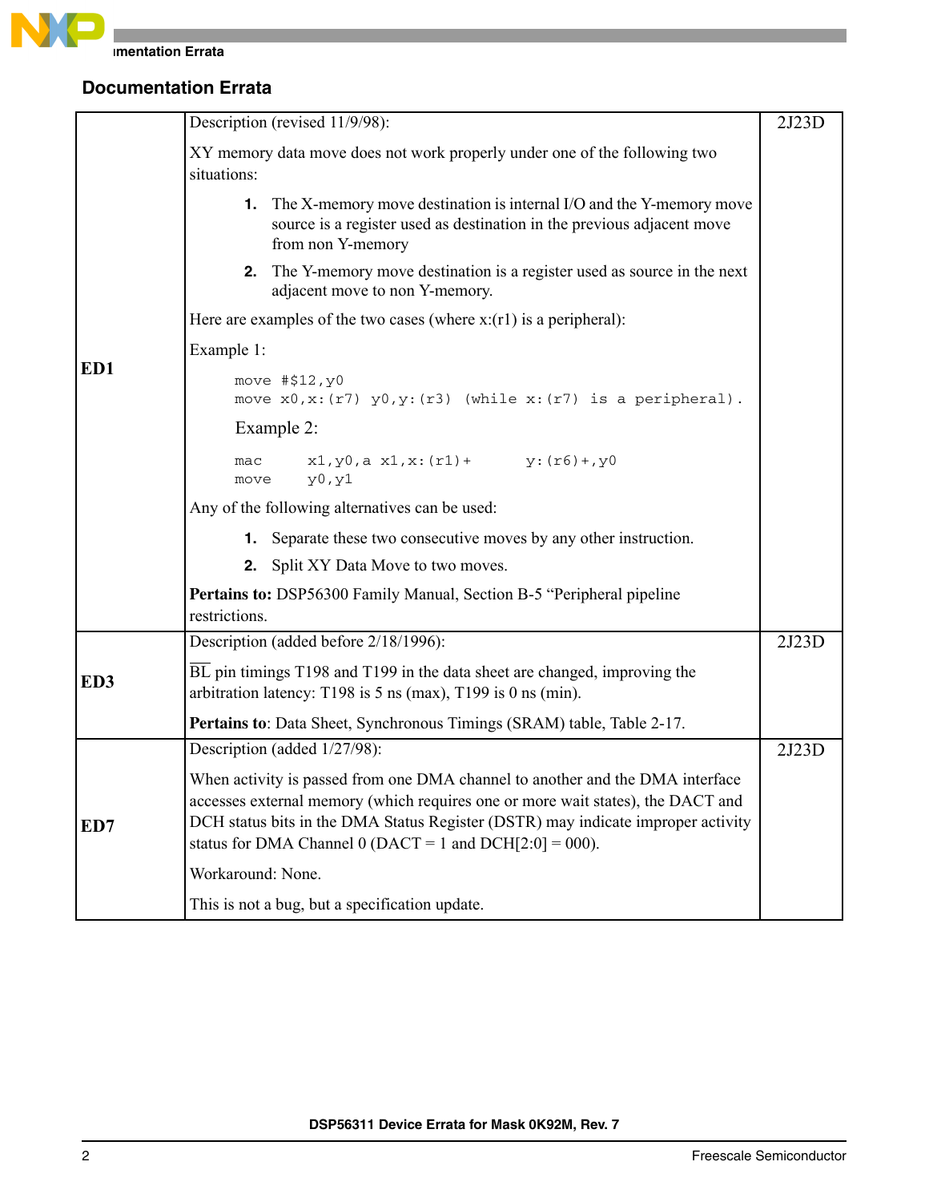## Documentation Errata

| | | |
|---|---|---|
| **ED1** | Description (revised 11/9/98):<br><br>XY memory data move does not work properly under one of the following two situations:<br><br>**1.** The X-memory move destination is internal I/O and the Y-memory move source is a register used as destination in the previous adjacent move from non Y-memory<br>**2.** The Y-memory move destination is a register used as source in the next adjacent move to non Y-memory.<br><br>Here are examples of the two cases (where x:(r1) is a peripheral):<br><br>Example 1:<br>`move #$12,y0`<br>`move x0,x:(r7) y0,y:(r3) (while x:(r7) is a peripheral).`<br><br>Example 2:<br>`mac x1,y0,a x1,x:(r1)+ y:(r6)+,y0`<br>`move y0,y1`<br><br>Any of the following alternatives can be used:<br><br>**1.** Separate these two consecutive moves by any other instruction.<br>**2.** Split XY Data Move to two moves.<br><br>**Pertains to:** DSP56300 Family Manual, Section B-5 "Peripheral pipeline restrictions. | 2J23D |
| **ED3** | Description (added before 2/18/1996):<br><br>$\overline{BL}$ pin timings T198 and T199 in the data sheet are changed, improving the arbitration latency: T198 is 5 ns (max), T199 is 0 ns (min).<br><br>**Pertains to**: Data Sheet, Synchronous Timings (SRAM) table, Table 2-17. | 2J23D |
| **ED7** | Description (added 1/27/98):<br><br>When activity is passed from one DMA channel to another and the DMA interface accesses external memory (which requires one or more wait states), the DACT and DCH status bits in the DMA Status Register (DSTR) may indicate improper activity status for DMA Channel 0 (DACT = 1 and DCH[2:0] = 000).<br><br>Workaround: None.<br><br>This is not a bug, but a specification update. | 2J23D |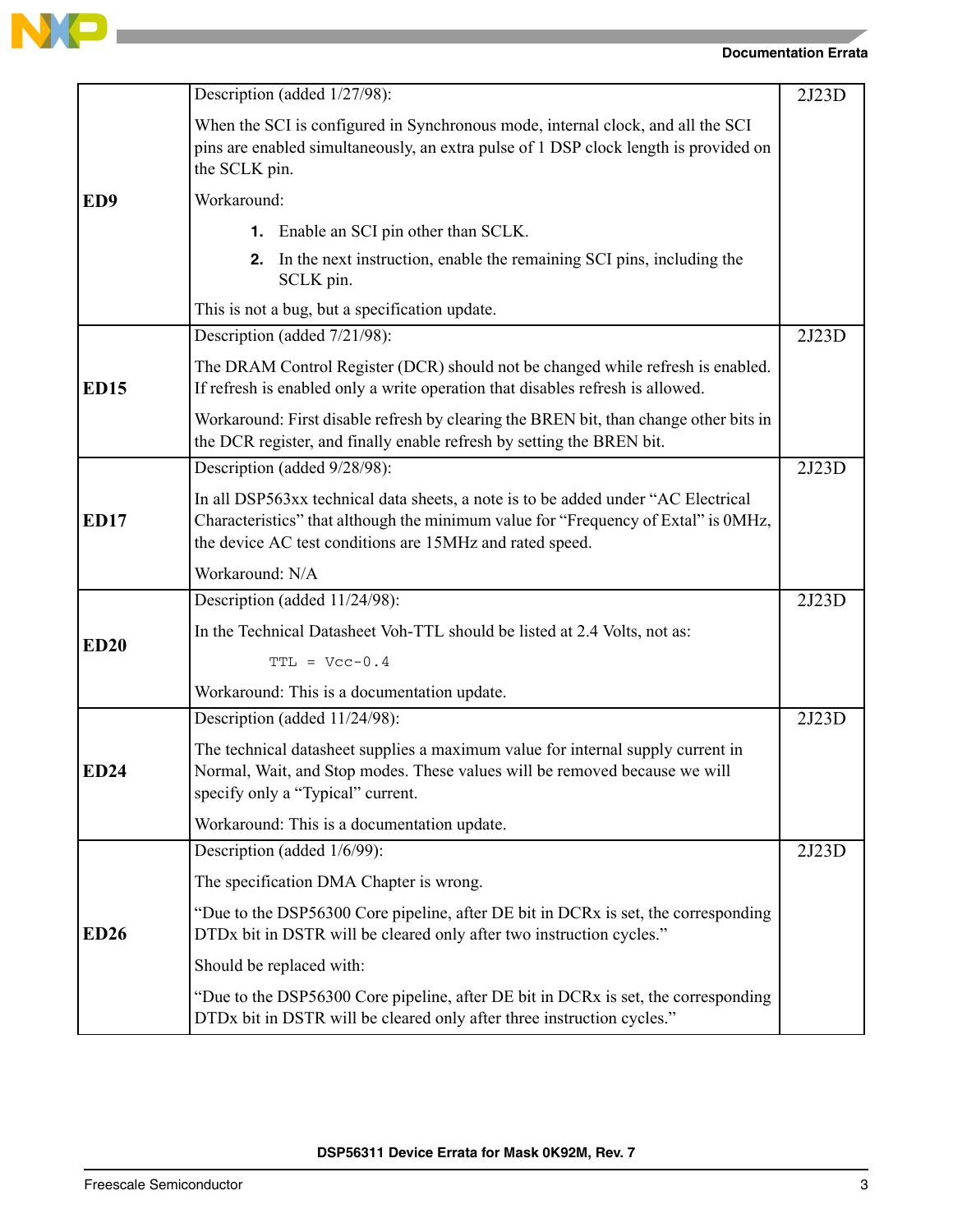| | | |
|---|---|---|
| **ED9** | Description (added 1/27/98):<br><br>When the SCI is configured in Synchronous mode, internal clock, and all the SCI pins are enabled simultaneously, an extra pulse of 1 DSP clock length is provided on the SCLK pin.<br><br>Workaround:<br><br>1. Enable an SCI pin other than SCLK.<br>2. In the next instruction, enable the remaining SCI pins, including the SCLK pin.<br><br>This is not a bug, but a specification update. | 2J23D |
| **ED15** | Description (added 7/21/98):<br><br>The DRAM Control Register (DCR) should not be changed while refresh is enabled. If refresh is enabled only a write operation that disables refresh is allowed.<br><br>Workaround: First disable refresh by clearing the BREN bit, than change other bits in the DCR register, and finally enable refresh by setting the BREN bit. | 2J23D |
| **ED17** | Description (added 9/28/98):<br><br>In all DSP563xx technical data sheets, a note is to be added under “AC Electrical Characteristics” that although the minimum value for “Frequency of Extal” is 0MHz, the device AC test conditions are 15MHz and rated speed.<br><br>Workaround: N/A | 2J23D |
| **ED20** | Description (added 11/24/98):<br><br>In the Technical Datasheet Voh-TTL should be listed at 2.4 Volts, not as:<br><br>`TTL = Vcc-0.4`<br><br>Workaround: This is a documentation update. | 2J23D |
| **ED24** | Description (added 11/24/98):<br><br>The technical datasheet supplies a maximum value for internal supply current in Normal, Wait, and Stop modes. These values will be removed because we will specify only a “Typical” current.<br><br>Workaround: This is a documentation update. | 2J23D |
| **ED26** | Description (added 1/6/99):<br><br>The specification DMA Chapter is wrong.<br><br>“Due to the DSP56300 Core pipeline, after DE bit in DCRx is set, the corresponding DTDx bit in DSTR will be cleared only after two instruction cycles.”<br><br>Should be replaced with:<br><br>“Due to the DSP56300 Core pipeline, after DE bit in DCRx is set, the corresponding DTDx bit in DSTR will be cleared only after three instruction cycles.” | 2J23D |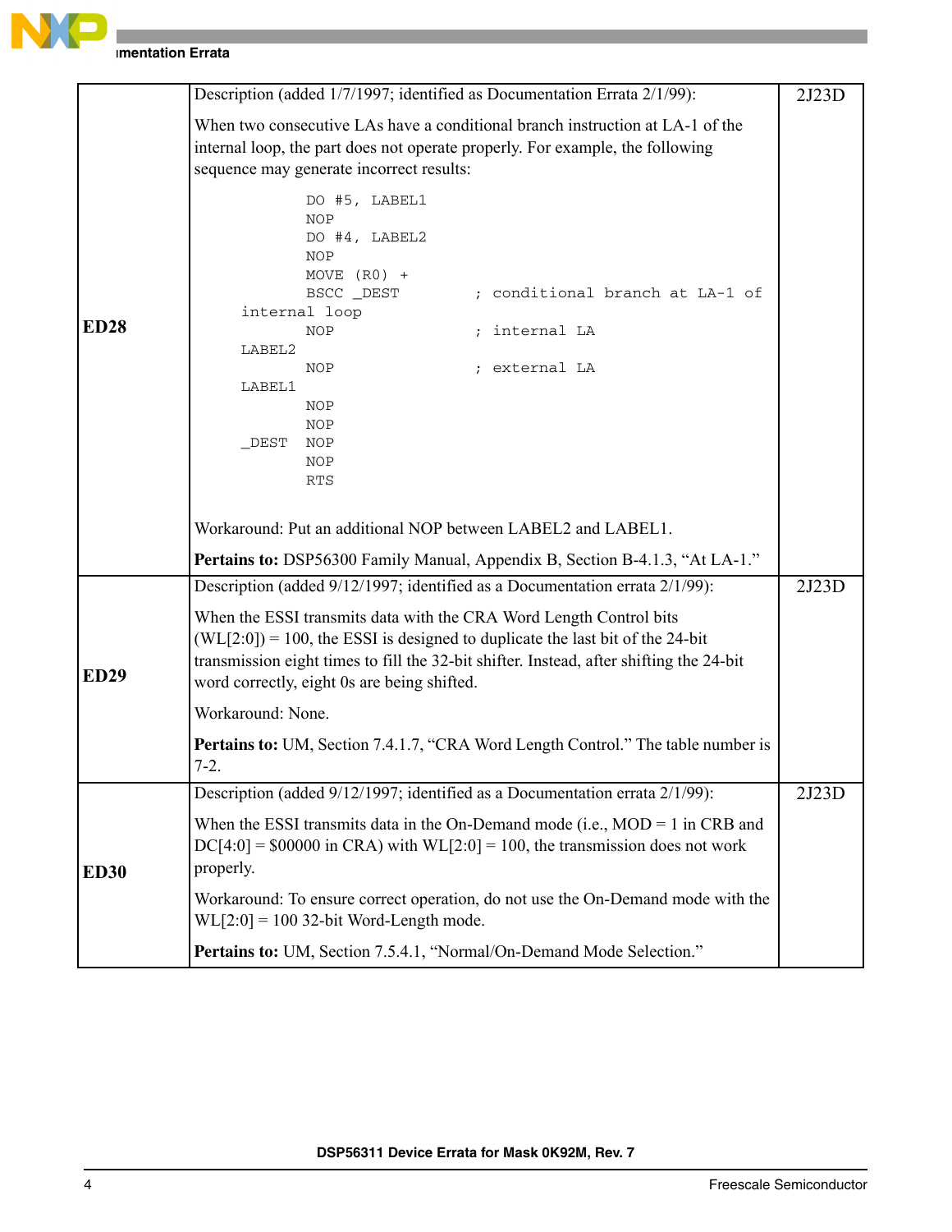| | | |
|---|---|---|
| **ED28** | Description (added 1/7/1997; identified as Documentation Errata 2/1/99):<br><br>When two consecutive LAs have a conditional branch instruction at LA-1 of the internal loop, the part does not operate properly. For example, the following sequence may generate incorrect results:<br><br>`        DO #5, LABEL1`<br>`        NOP`<br>`        DO #4, LABEL2`<br>`        NOP`<br>`        MOVE (R0) +`<br>`        BSCC _DEST        ; conditional branch at LA-1 of internal loop`<br>`        NOP               ; internal LA`<br>`LABEL2`<br>`        NOP               ; external LA`<br>`LABEL1`<br>`        NOP`<br>`        NOP`<br>`_DEST   NOP`<br>`        NOP`<br>`        RTS`<br><br>Workaround: Put an additional NOP between LABEL2 and LABEL1.<br><br>**Pertains to:** DSP56300 Family Manual, Appendix B, Section B-4.1.3, "At LA-1." | 2J23D |
| **ED29** | Description (added 9/12/1997; identified as a Documentation errata 2/1/99):<br><br>When the ESSI transmits data with the CRA Word Length Control bits (WL[2:0]) = 100, the ESSI is designed to duplicate the last bit of the 24-bit transmission eight times to fill the 32-bit shifter. Instead, after shifting the 24-bit word correctly, eight 0s are being shifted.<br><br>Workaround: None.<br><br>**Pertains to:** UM, Section 7.4.1.7, "CRA Word Length Control." The table number is 7-2. | 2J23D |
| **ED30** | Description (added 9/12/1997; identified as a Documentation errata 2/1/99):<br><br>When the ESSI transmits data in the On-Demand mode (i.e., MOD = 1 in CRB and DC[4:0] = $00000 in CRA) with WL[2:0] = 100, the transmission does not work properly.<br><br>Workaround: To ensure correct operation, do not use the On-Demand mode with the WL[2:0] = 100 32-bit Word-Length mode.<br><br>**Pertains to:** UM, Section 7.5.4.1, "Normal/On-Demand Mode Selection." | 2J23D |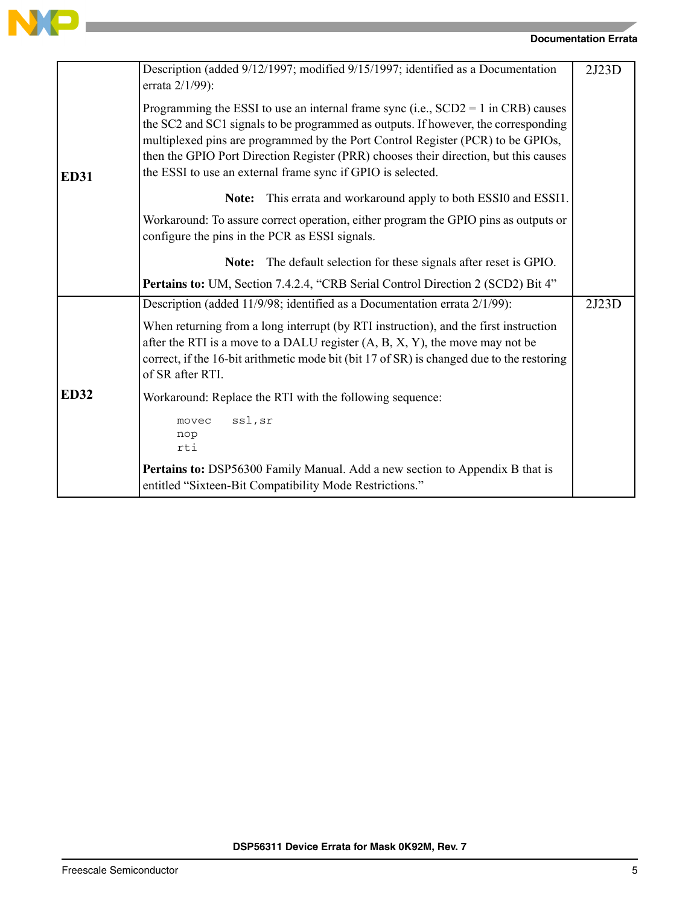| | | |
|---|---|---|
| **ED31** | Description (added 9/12/1997; modified 9/15/1997; identified as a Documentation errata 2/1/99):<br><br>Programming the ESSI to use an internal frame sync (i.e., SCD2 = 1 in CRB) causes the SC2 and SC1 signals to be programmed as outputs. If however, the corresponding multiplexed pins are programmed by the Port Control Register (PCR) to be GPIOs, then the GPIO Port Direction Register (PRR) chooses their direction, but this causes the ESSI to use an external frame sync if GPIO is selected.<br><br>**Note:** This errata and workaround apply to both ESSI0 and ESSI1.<br><br>Workaround: To assure correct operation, either program the GPIO pins as outputs or configure the pins in the PCR as ESSI signals.<br><br>**Note:** The default selection for these signals after reset is GPIO.<br><br>**Pertains to:** UM, Section 7.4.2.4, "CRB Serial Control Direction 2 (SCD2) Bit 4" | 2J23D |
| **ED32** | Description (added 11/9/98; identified as a Documentation errata 2/1/99):<br><br>When returning from a long interrupt (by RTI instruction), and the first instruction after the RTI is a move to a DALU register (A, B, X, Y), the move may not be correct, if the 16-bit arithmetic mode bit (bit 17 of SR) is changed due to the restoring of SR after RTI.<br><br>Workaround: Replace the RTI with the following sequence:<br><br>`movec ssl,sr`<br>`nop`<br>`rti`<br><br>**Pertains to:** DSP56300 Family Manual. Add a new section to Appendix B that is entitled "Sixteen-Bit Compatibility Mode Restrictions." | 2J23D |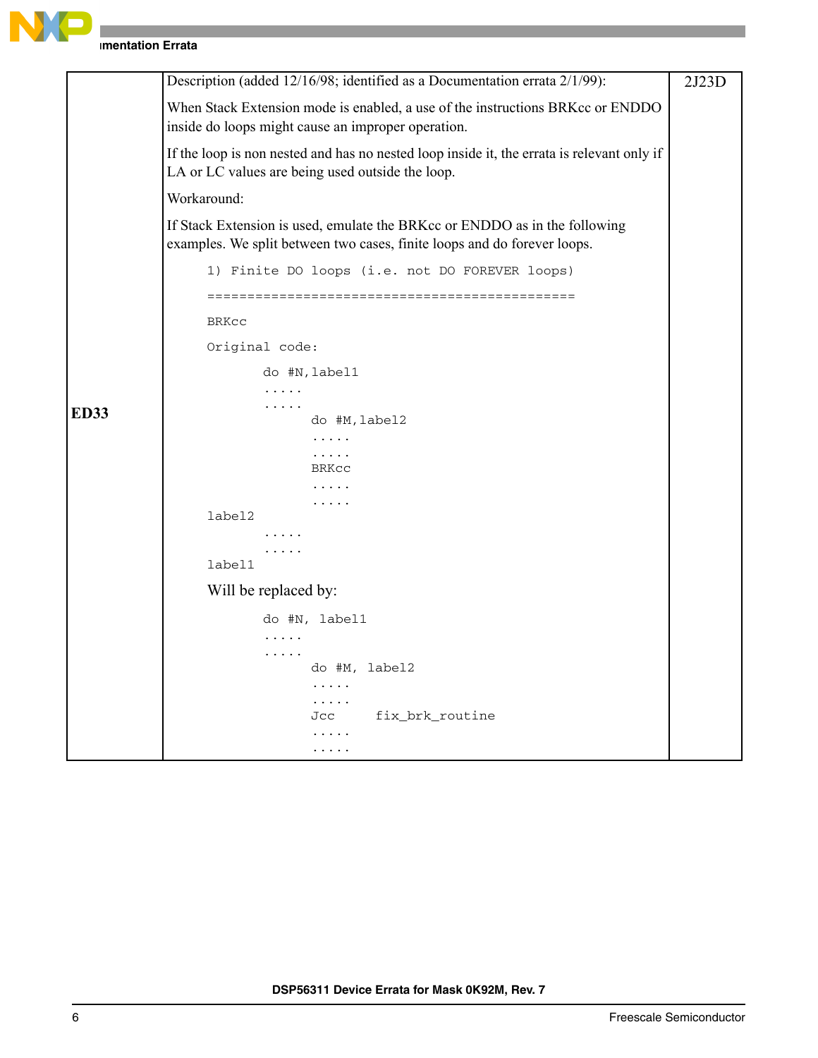| | | |
|---|---|---|
| **ED33** | Description (added 12/16/98; identified as a Documentation errata 2/1/99):<br><br>When Stack Extension mode is enabled, a use of the instructions BRKcc or ENDDO inside do loops might cause an improper operation.<br><br>If the loop is non nested and has no nested loop inside it, the errata is relevant only if LA or LC values are being used outside the loop.<br><br>Workaround:<br><br>If Stack Extension is used, emulate the BRKcc or ENDDO as in the following examples. We split between two cases, finite loops and do forever loops. | 2J23D |

```
1) Finite DO loops (i.e. not DO FOREVER loops)
==============================================

BRKcc

Original code:

        do #N,label1
        .....
        .....
               do #M,label2
               .....
               .....
               BRKcc
               .....
               .....
label2
        .....
        .....
label1
```

Will be replaced by:

```
        do #N, label1
        .....
        .....
               do #M, label2
               .....
               .....
               Jcc     fix_brk_routine
               .....
               .....
```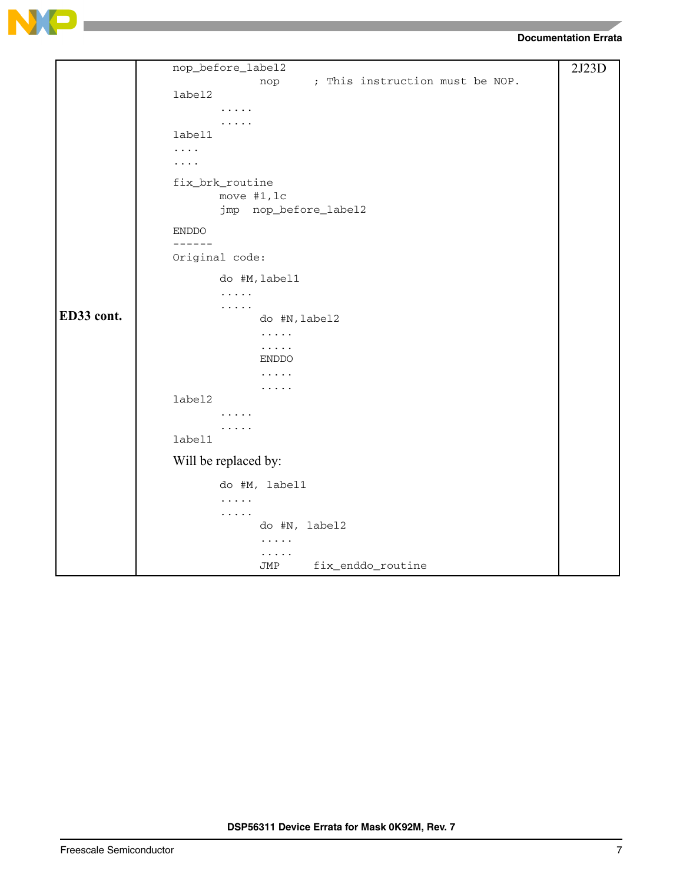| | | |
|---|---|---|
| ED33 cont. | <pre>nop_before_label2<br>          nop      ; This instruction must be NOP.<br>label2<br>      .....<br>      .....<br>label1<br>....<br>....<br><br>fix_brk_routine<br>      move #1,lc<br>      jmp  nop_before_label2<br><br>ENDDO<br>------<br>Original code:<br><br>      do #M,label1<br>      .....<br>      .....<br>           do #N,label2<br>           .....<br>           .....<br>           ENDDO<br>           .....<br>           .....<br>label2<br>      .....<br>      .....<br>label1</pre>Will be replaced by:<pre>      do #M, label1<br>      .....<br>      .....<br>           do #N, label2<br>           .....<br>           .....<br>           JMP      fix_enddo_routine</pre> | 2J23D |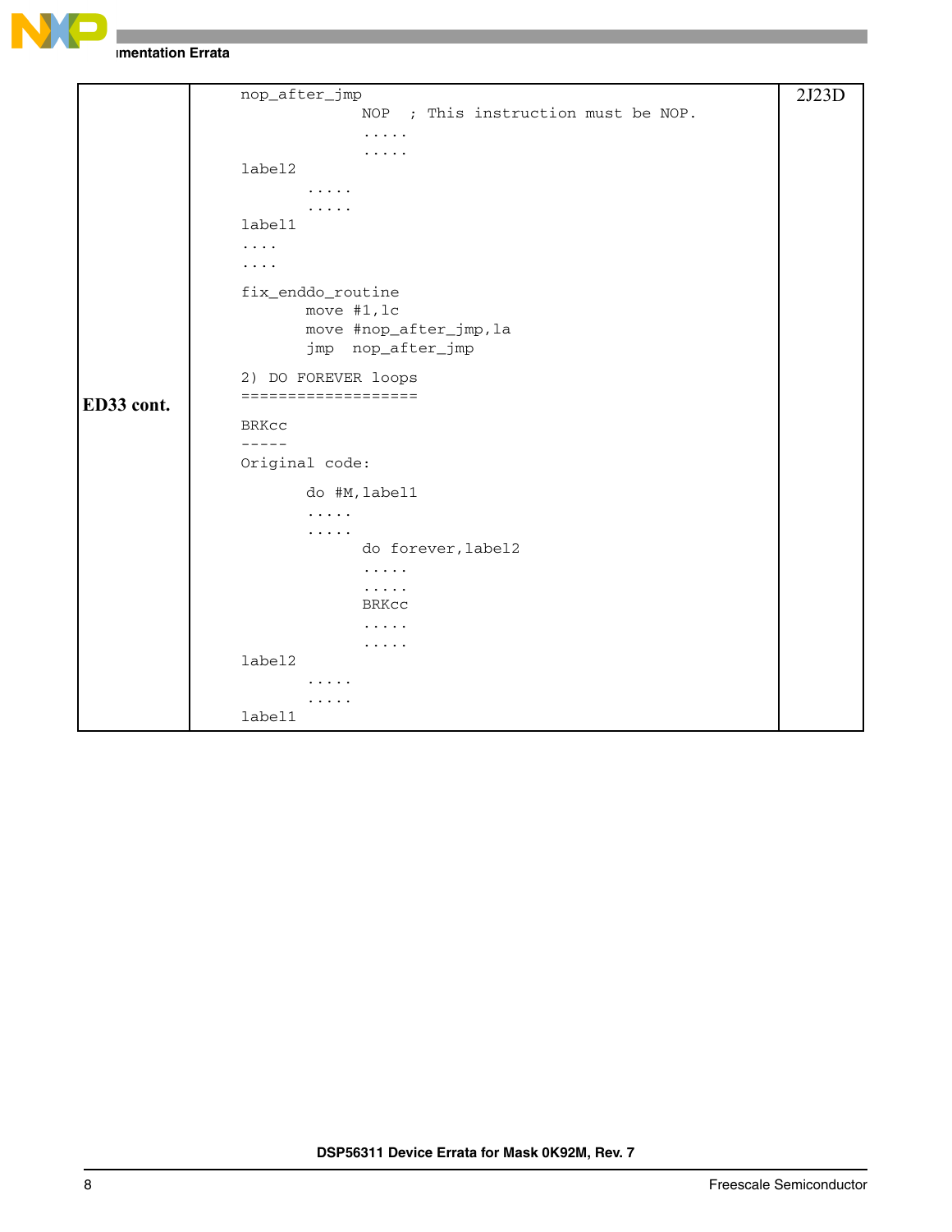| | | |
|---|---|---|
| **ED33 cont.** | <pre>nop_after_jmp<br>                    NOP   ; This instruction must be NOP.<br>                    .....<br>                    .....<br>label2<br>          .....<br>          .....<br>label1<br>....<br>....<br><br>fix_enddo_routine<br>          move #1,lc<br>          move #nop_after_jmp,la<br>          jmp  nop_after_jmp<br><br>2) DO FOREVER loops<br>===================<br><br>BRKcc<br>-----<br>Original code:<br><br>          do #M,label1<br>          .....<br>          .....<br>                    do forever,label2<br>                    .....<br>                    .....<br>                    BRKcc<br>                    .....<br>                    .....<br>label2<br>          .....<br>          .....<br>label1</pre> | 2J23D |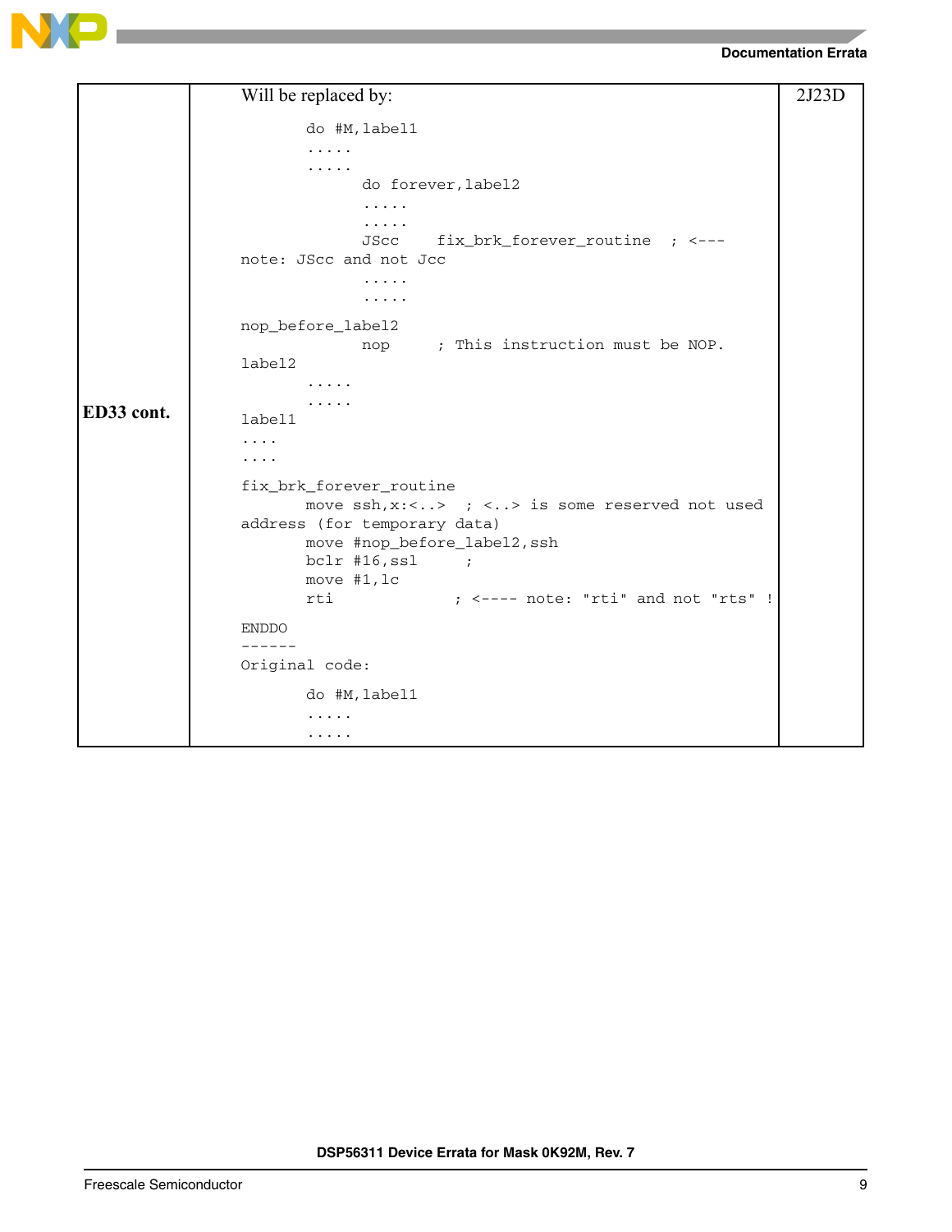| | | |
|---|---|---|
| **ED33 cont.** | Will be replaced by:<br><pre>       do #M,label1<br>       .....<br>       .....<br>             do forever,label2<br>             .....<br>             .....<br>             JScc    fix_brk_forever_routine  ; <---<br>note: JScc and not Jcc<br>             .....<br>             .....<br>nop_before_label2<br>             nop     ; This instruction must be NOP.<br>label2<br>       .....<br>       .....<br>label1<br>....<br>....<br>fix_brk_forever_routine<br>       move ssh,x:<..>  ; <..> is some reserved not used<br>address (for temporary data)<br>       move #nop_before_label2,ssh<br>       bclr #16,ssl     ;<br>       move #1,lc<br>       rti              ; <---- note: "rti" and not "rts" !<br>ENDDO<br>------<br>Original code:<br>       do #M,label1<br>       .....<br>       .....</pre> | 2J23D |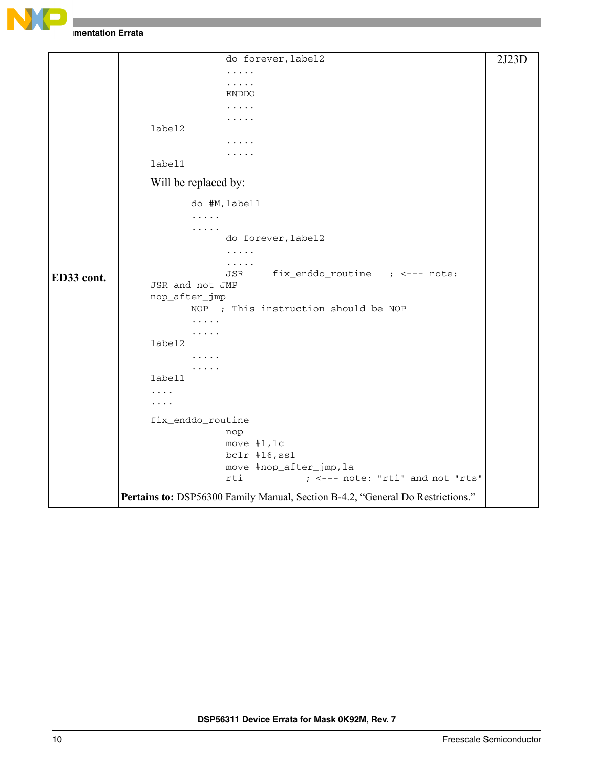| | | |
|---|---|---|
| **ED33 cont.** | <pre>                do forever,label2<br>                .....<br>                .....<br>                ENDDO<br>                .....<br>                .....<br>label2<br>                .....<br>                .....<br>label1</pre>Will be replaced by:<pre>        do #M,label1<br>        .....<br>        .....<br>                do forever,label2<br>                .....<br>                .....<br>                JSR     fix_enddo_routine   ; <--- note:<br>JSR and not JMP<br>nop_after_jmp<br>        NOP  ; This instruction should be NOP<br>        .....<br>        .....<br>label2<br>        .....<br>        .....<br>label1<br>....<br>....<br><br>fix_enddo_routine<br>                nop<br>                move #1,lc<br>                bclr #16,ssl<br>                move #nop_after_jmp,la<br>                rti           ; <--- note: "rti" and not "rts"</pre>**Pertains to:** DSP56300 Family Manual, Section B-4.2, "General Do Restrictions." | 2J23D |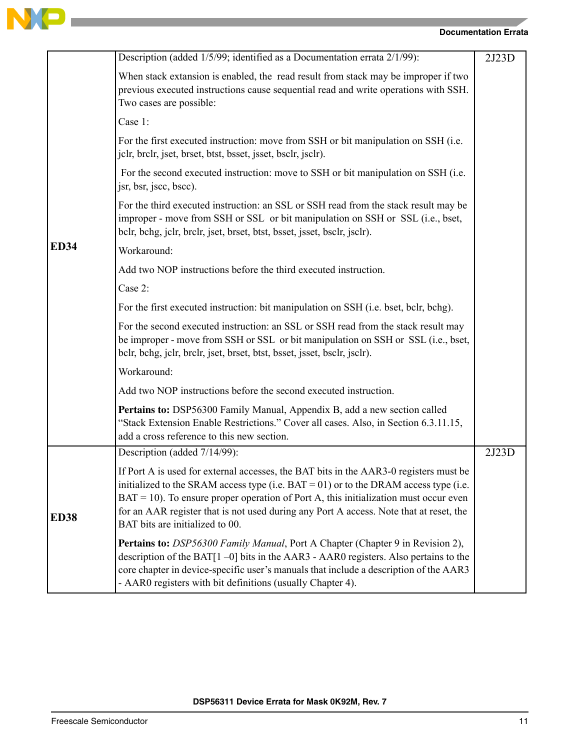| | | |
|---|---|---|
| **ED34** | Description (added 1/5/99; identified as a Documentation errata 2/1/99):<br><br>When stack extansion is enabled, the read result from stack may be improper if two previous executed instructions cause sequential read and write operations with SSH. Two cases are possible:<br><br>Case 1:<br><br>For the first executed instruction: move from SSH or bit manipulation on SSH (i.e. jclr, brclr, jset, brset, btst, bsset, jsset, bsclr, jsclr).<br><br>For the second executed instruction: move to SSH or bit manipulation on SSH (i.e. jsr, bsr, jscc, bscc).<br><br>For the third executed instruction: an SSL or SSH read from the stack result may be improper - move from SSH or SSL or bit manipulation on SSH or SSL (i.e., bset, bclr, bchg, jclr, brclr, jset, brset, btst, bsset, jsset, bsclr, jsclr).<br><br>Workaround:<br><br>Add two NOP instructions before the third executed instruction.<br><br>Case 2:<br><br>For the first executed instruction: bit manipulation on SSH (i.e. bset, bclr, bchg).<br><br>For the second executed instruction: an SSL or SSH read from the stack result may be improper - move from SSH or SSL or bit manipulation on SSH or SSL (i.e., bset, bclr, bchg, jclr, brclr, jset, brset, btst, bsset, jsset, bsclr, jsclr).<br><br>Workaround:<br><br>Add two NOP instructions before the second executed instruction.<br><br>**Pertains to:** DSP56300 Family Manual, Appendix B, add a new section called "Stack Extension Enable Restrictions." Cover all cases. Also, in Section 6.3.11.15, add a cross reference to this new section. | 2J23D |
| **ED38** | Description (added 7/14/99):<br><br>If Port A is used for external accesses, the BAT bits in the AAR3-0 registers must be initialized to the SRAM access type (i.e. BAT = 01) or to the DRAM access type (i.e. BAT = 10). To ensure proper operation of Port A, this initialization must occur even for an AAR register that is not used during any Port A access. Note that at reset, the BAT bits are initialized to 00.<br><br>**Pertains to:** *DSP56300 Family Manual*, Port A Chapter (Chapter 9 in Revision 2), description of the BAT[1 –0] bits in the AAR3 - AAR0 registers. Also pertains to the core chapter in device-specific user's manuals that include a description of the AAR3 - AAR0 registers with bit definitions (usually Chapter 4). | 2J23D |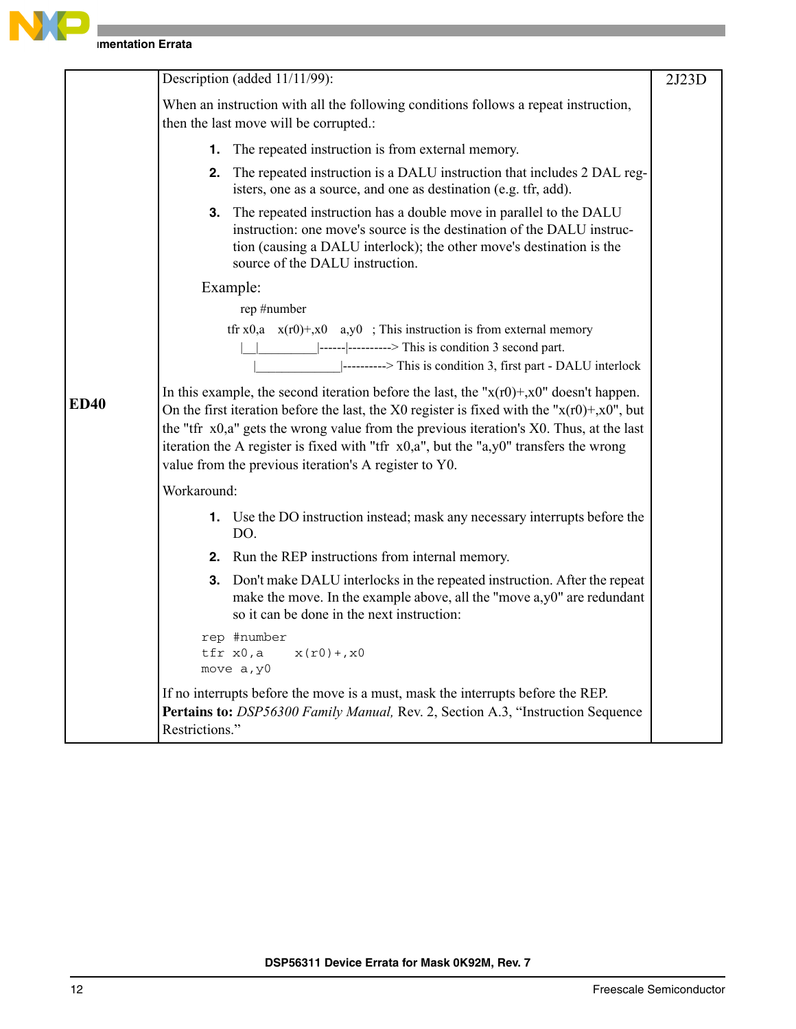| | | |
|---|---|---|
| **ED40** | Description (added 11/11/99):<br><br>When an instruction with all the following conditions follows a repeat instruction, then the last move will be corrupted.:<br><br>1. The repeated instruction is from external memory.<br>2. The repeated instruction is a DALU instruction that includes 2 DAL registers, one as a source, and one as destination (e.g. tfr, add).<br>3. The repeated instruction has a double move in parallel to the DALU instruction: one move's source is the destination of the DALU instruction (causing a DALU interlock); the other move's destination is the source of the DALU instruction.<br><br>Example:<br>rep #number<br>tfr x0,a    x(r0)+,x0    a,y0   ; This instruction is from external memory<br>\|__\|_________\|------\|----------> This is condition 3 second part.<br>\|______________\|----------> This is condition 3, first part - DALU interlock<br><br>In this example, the second iteration before the last, the "x(r0)+,x0" doesn't happen. On the first iteration before the last, the X0 register is fixed with the "x(r0)+,x0", but the "tfr  x0,a" gets the wrong value from the previous iteration's X0. Thus, at the last iteration the A register is fixed with "tfr  x0,a", but the "a,y0" transfers the wrong value from the previous iteration's A register to Y0.<br><br>Workaround:<br><br>1. Use the DO instruction instead; mask any necessary interrupts before the DO.<br>2. Run the REP instructions from internal memory.<br>3. Don't make DALU interlocks in the repeated instruction. After the repeat make the move. In the example above, all the "move a,y0" are redundant so it can be done in the next instruction:<br><br>`rep #number`<br>`tfr x0,a     x(r0)+,x0`<br>`move a,y0`<br><br>If no interrupts before the move is a must, mask the interrupts before the REP.<br>**Pertains to:** *DSP56300 Family Manual,* Rev. 2, Section A.3, "Instruction Sequence Restrictions." | 2J23D |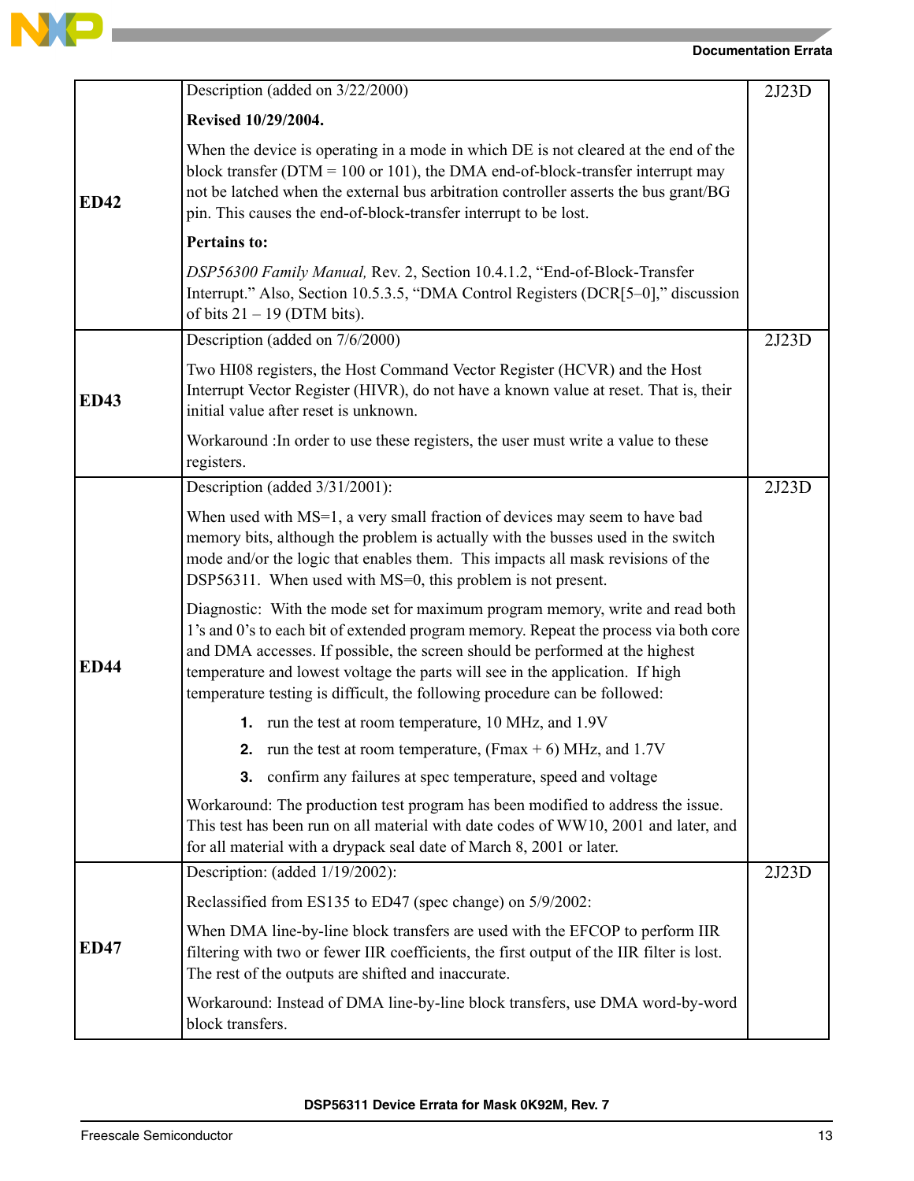| | | |
|---|---|---|
| **ED42** | Description (added on 3/22/2000)<br><br>**Revised 10/29/2004.**<br><br>When the device is operating in a mode in which DE is not cleared at the end of the block transfer (DTM = 100 or 101), the DMA end-of-block-transfer interrupt may not be latched when the external bus arbitration controller asserts the bus grant/BG pin. This causes the end-of-block-transfer interrupt to be lost.<br><br>**Pertains to:**<br><br>*DSP56300 Family Manual,* Rev. 2, Section 10.4.1.2, "End-of-Block-Transfer Interrupt." Also, Section 10.5.3.5, "DMA Control Registers (DCR[5–0]," discussion of bits 21 – 19 (DTM bits). | 2J23D |
| **ED43** | Description (added on 7/6/2000)<br><br>Two HI08 registers, the Host Command Vector Register (HCVR) and the Host Interrupt Vector Register (HIVR), do not have a known value at reset. That is, their initial value after reset is unknown.<br><br>Workaround :In order to use these registers, the user must write a value to these registers. | 2J23D |
| **ED44** | Description (added 3/31/2001):<br><br>When used with MS=1, a very small fraction of devices may seem to have bad memory bits, although the problem is actually with the busses used in the switch mode and/or the logic that enables them. This impacts all mask revisions of the DSP56311. When used with MS=0, this problem is not present.<br><br>Diagnostic: With the mode set for maximum program memory, write and read both 1's and 0's to each bit of extended program memory. Repeat the process via both core and DMA accesses. If possible, the screen should be performed at the highest temperature and lowest voltage the parts will see in the application. If high temperature testing is difficult, the following procedure can be followed:<br><br>**1.** run the test at room temperature, 10 MHz, and 1.9V<br>**2.** run the test at room temperature, (Fmax + 6) MHz, and 1.7V<br>**3.** confirm any failures at spec temperature, speed and voltage<br><br>Workaround: The production test program has been modified to address the issue. This test has been run on all material with date codes of WW10, 2001 and later, and for all material with a drypack seal date of March 8, 2001 or later. | 2J23D |
| **ED47** | Description: (added 1/19/2002):<br><br>Reclassified from ES135 to ED47 (spec change) on 5/9/2002:<br><br>When DMA line-by-line block transfers are used with the EFCOP to perform IIR filtering with two or fewer IIR coefficients, the first output of the IIR filter is lost. The rest of the outputs are shifted and inaccurate.<br><br>Workaround: Instead of DMA line-by-line block transfers, use DMA word-by-word block transfers. | 2J23D |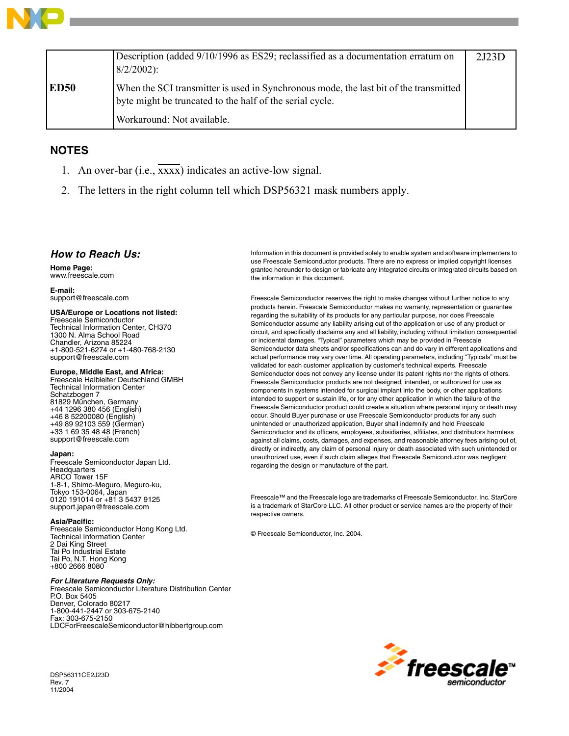| | | |
|---|---|---|
| **ED50** | Description (added 9/10/1996 as ES29; reclassified as a documentation erratum on 8/2/2002):<br>When the SCI transmitter is used in Synchronous mode, the last bit of the transmitted byte might be truncated to the half of the serial cycle.<br>Workaround: Not available. | 2J23D |

## NOTES

1. An over-bar (i.e., $\overline{\text{xxxx}}$) indicates an active-low signal.
2. The letters in the right column tell which DSP56321 mask numbers apply.

### *How to Reach Us:*

**Home Page:**
www.freescale.com

**E-mail:**
support@freescale.com

**USA/Europe or Locations not listed:**
Freescale Semiconductor
Technical Information Center, CH370
1300 N. Alma School Road
Chandler, Arizona 85224
+1-800-521-6274 or +1-480-768-2130
support@freescale.com

**Europe, Middle East, and Africa:**
Freescale Halbleiter Deutschland GMBH
Technical Information Center
Schatzbogen 7
81829 München, Germany
+44 1296 380 456 (English)
+46 8 52200080 (English)
+49 89 92103 559 (German)
+33 1 69 35 48 48 (French)
support@freescale.com

**Japan:**
Freescale Semiconductor Japan Ltd.
Headquarters
ARCO Tower 15F
1-8-1, Shimo-Meguro, Meguro-ku,
Tokyo 153-0064, Japan
0120 191014 or +81 3 5437 9125
support.japan@freescale.com

**Asia/Pacific:**
Freescale Semiconductor Hong Kong Ltd.
Technical Information Center
2 Dai King Street
Tai Po Industrial Estate
Tai Po, N.T. Hong Kong
+800 2666 8080

***For Literature Requests Only:***
Freescale Semiconductor Literature Distribution Center
P.O. Box 5405
Denver, Colorado 80217
1-800-441-2447 or 303-675-2140
Fax: 303-675-2150
LDCForFreescaleSemiconductor@hibbertgroup.com

Information in this document is provided solely to enable system and software implementers to use Freescale Semiconductor products. There are no express or implied copyright licenses granted hereunder to design or fabricate any integrated circuits or integrated circuits based on the information in this document.

Freescale Semiconductor reserves the right to make changes without further notice to any products herein. Freescale Semiconductor makes no warranty, representation or guarantee regarding the suitability of its products for any particular purpose, nor does Freescale Semiconductor assume any liability arising out of the application or use of any product or circuit, and specifically disclaims any and all liability, including without limitation consequential or incidental damages. "Typical" parameters which may be provided in Freescale Semiconductor data sheets and/or specifications can and do vary in different applications and actual performance may vary over time. All operating parameters, including "Typicals" must be validated for each customer application by customer's technical experts. Freescale Semiconductor does not convey any license under its patent rights nor the rights of others. Freescale Semiconductor products are not designed, intended, or authorized for use as components in systems intended for surgical implant into the body, or other applications intended to support or sustain life, or for any other application in which the failure of the Freescale Semiconductor product could create a situation where personal injury or death may occur. Should Buyer purchase or use Freescale Semiconductor products for any such unintended or unauthorized application, Buyer shall indemnify and hold Freescale Semiconductor and its officers, employees, subsidiaries, affiliates, and distributors harmless against all claims, costs, damages, and expenses, and reasonable attorney fees arising out of, directly or indirectly, any claim of personal injury or death associated with such unintended or unauthorized use, even if such claim alleges that Freescale Semiconductor was negligent regarding the design or manufacture of the part.

Freescale™ and the Freescale logo are trademarks of Freescale Semiconductor, Inc. StarCore is a trademark of StarCore LLC. All other product or service names are the property of their respective owners.

© Freescale Semiconductor, Inc. 2004.

DSP56311CE2J23D
Rev. 7
11/2004